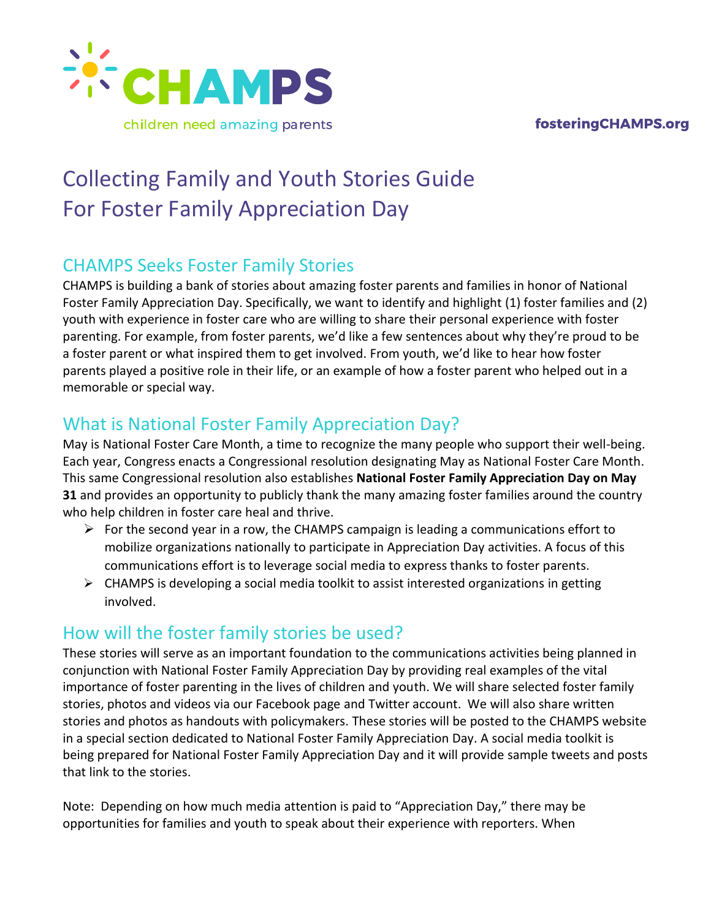CHAMPS

children need amazing parents

fosteringCHAMPS.org

# Collecting Family and Youth Stories Guide For Foster Family Appreciation Day

## CHAMPS Seeks Foster Family Stories

CHAMPS is building a bank of stories about amazing foster parents and families in honor of National Foster Family Appreciation Day. Specifically, we want to identify and highlight (1) foster families and (2) youth with experience in foster care who are willing to share their personal experience with foster parenting. For example, from foster parents, we'd like a few sentences about why they're proud to be a foster parent or what inspired them to get involved. From youth, we'd like to hear how foster parents played a positive role in their life, or an example of how a foster parent who helped out in a memorable or special way.

## What is National Foster Family Appreciation Day?

May is National Foster Care Month, a time to recognize the many people who support their well-being. Each year, Congress enacts a Congressional resolution designating May as National Foster Care Month. This same Congressional resolution also establishes **National Foster Family Appreciation Day on May 31** and provides an opportunity to publicly thank the many amazing foster families around the country who help children in foster care heal and thrive.

- For the second year in a row, the CHAMPS campaign is leading a communications effort to mobilize organizations nationally to participate in Appreciation Day activities. A focus of this communications effort is to leverage social media to express thanks to foster parents.
- CHAMPS is developing a social media toolkit to assist interested organizations in getting involved.

## How will the foster family stories be used?

These stories will serve as an important foundation to the communications activities being planned in conjunction with National Foster Family Appreciation Day by providing real examples of the vital importance of foster parenting in the lives of children and youth. We will share selected foster family stories, photos and videos via our Facebook page and Twitter account. We will also share written stories and photos as handouts with policymakers. These stories will be posted to the CHAMPS website in a special section dedicated to National Foster Family Appreciation Day. A social media toolkit is being prepared for National Foster Family Appreciation Day and it will provide sample tweets and posts that link to the stories.

Note: Depending on how much media attention is paid to "Appreciation Day," there may be opportunities for families and youth to speak about their experience with reporters. When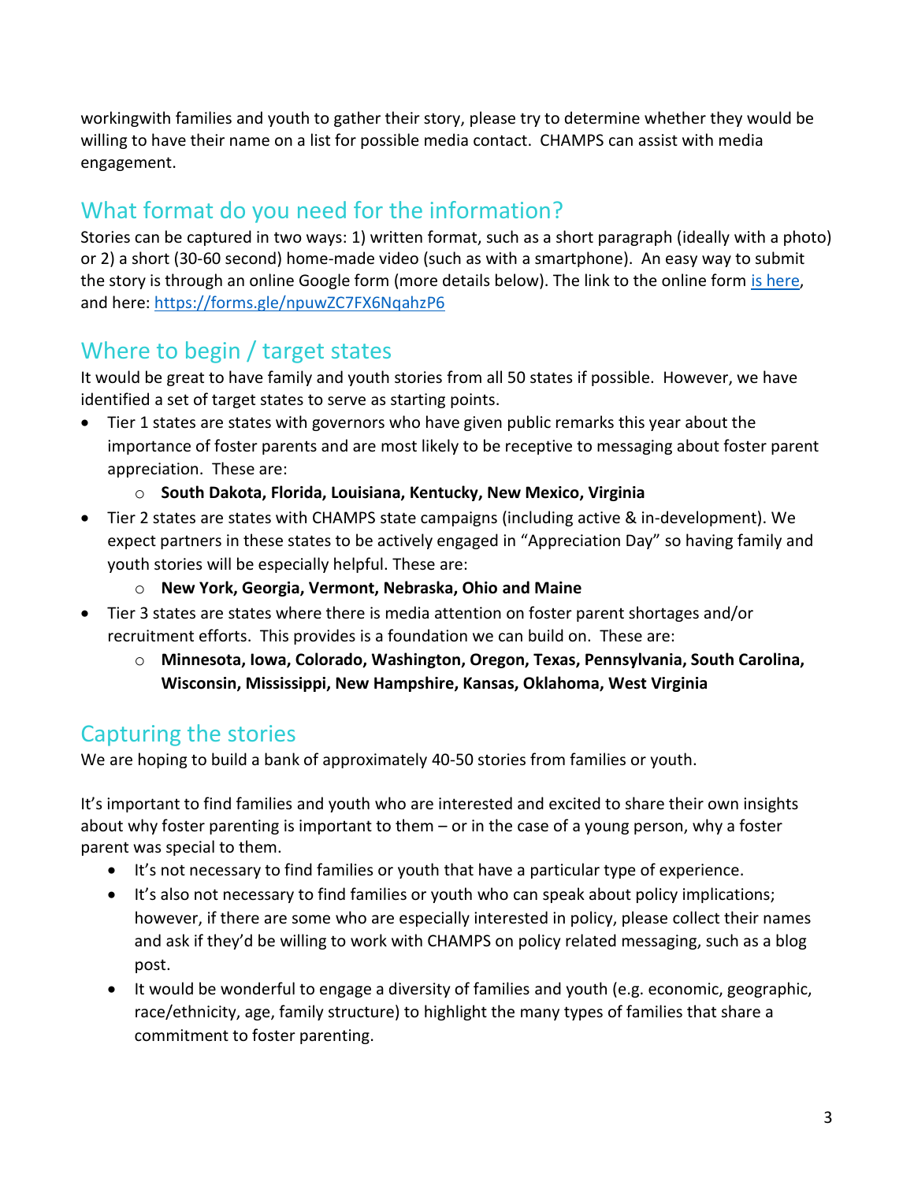workingwith families and youth to gather their story, please try to determine whether they would be willing to have their name on a list for possible media contact. CHAMPS can assist with media engagement.

## What format do you need for the information?

Stories can be captured in two ways: 1) written format, such as a short paragraph (ideally with a photo) or 2) a short (30-60 second) home-made video (such as with a smartphone). An easy way to submit the story is through an online Google form (more details below). The link to the online form [is here](https://forms.gle/npuwZC7FX6NqahzP6), and here: https://forms.gle/npuwZC7FX6NqahzP6

## Where to begin / target states

It would be great to have family and youth stories from all 50 states if possible. However, we have identified a set of target states to serve as starting points.

- Tier 1 states are states with governors who have given public remarks this year about the importance of foster parents and are most likely to be receptive to messaging about foster parent appreciation. These are:
  - **South Dakota, Florida, Louisiana, Kentucky, New Mexico, Virginia**
- Tier 2 states are states with CHAMPS state campaigns (including active & in-development). We expect partners in these states to be actively engaged in "Appreciation Day" so having family and youth stories will be especially helpful. These are:
  - **New York, Georgia, Vermont, Nebraska, Ohio and Maine**
- Tier 3 states are states where there is media attention on foster parent shortages and/or recruitment efforts. This provides is a foundation we can build on. These are:
  - **Minnesota, Iowa, Colorado, Washington, Oregon, Texas, Pennsylvania, South Carolina, Wisconsin, Mississippi, New Hampshire, Kansas, Oklahoma, West Virginia**

## Capturing the stories

We are hoping to build a bank of approximately 40-50 stories from families or youth.

It's important to find families and youth who are interested and excited to share their own insights about why foster parenting is important to them – or in the case of a young person, why a foster parent was special to them.

- It's not necessary to find families or youth that have a particular type of experience.
- It's also not necessary to find families or youth who can speak about policy implications; however, if there are some who are especially interested in policy, please collect their names and ask if they'd be willing to work with CHAMPS on policy related messaging, such as a blog post.
- It would be wonderful to engage a diversity of families and youth (e.g. economic, geographic, race/ethnicity, age, family structure) to highlight the many types of families that share a commitment to foster parenting.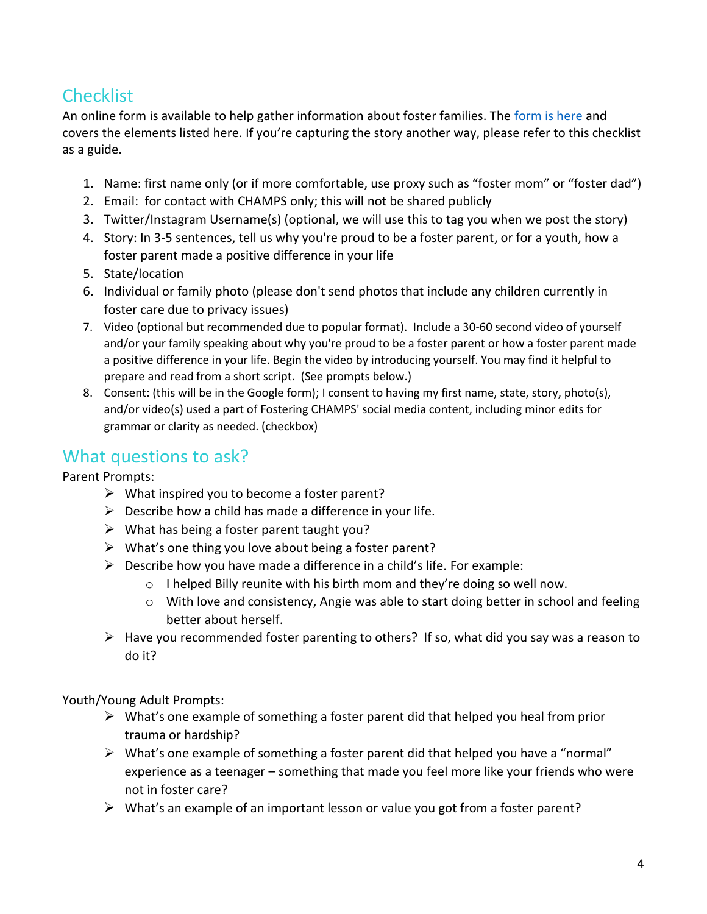## Checklist

An online form is available to help gather information about foster families. The form is here and covers the elements listed here. If you're capturing the story another way, please refer to this checklist as a guide.

1. Name: first name only (or if more comfortable, use proxy such as "foster mom" or "foster dad")
2. Email: for contact with CHAMPS only; this will not be shared publicly
3. Twitter/Instagram Username(s) (optional, we will use this to tag you when we post the story)
4. Story: In 3-5 sentences, tell us why you're proud to be a foster parent, or for a youth, how a foster parent made a positive difference in your life
5. State/location
6. Individual or family photo (please don't send photos that include any children currently in foster care due to privacy issues)
7. Video (optional but recommended due to popular format). Include a 30-60 second video of yourself and/or your family speaking about why you're proud to be a foster parent or how a foster parent made a positive difference in your life. Begin the video by introducing yourself. You may find it helpful to prepare and read from a short script. (See prompts below.)
8. Consent: (this will be in the Google form); I consent to having my first name, state, story, photo(s), and/or video(s) used a part of Fostering CHAMPS' social media content, including minor edits for grammar or clarity as needed. (checkbox)

## What questions to ask?

Parent Prompts:

- What inspired you to become a foster parent?
- Describe how a child has made a difference in your life.
- What has being a foster parent taught you?
- What's one thing you love about being a foster parent?
- Describe how you have made a difference in a child's life. For example:
  - I helped Billy reunite with his birth mom and they're doing so well now.
  - With love and consistency, Angie was able to start doing better in school and feeling better about herself.
- Have you recommended foster parenting to others? If so, what did you say was a reason to do it?

Youth/Young Adult Prompts:

- What's one example of something a foster parent did that helped you heal from prior trauma or hardship?
- What's one example of something a foster parent did that helped you have a "normal" experience as a teenager – something that made you feel more like your friends who were not in foster care?
- What's an example of an important lesson or value you got from a foster parent?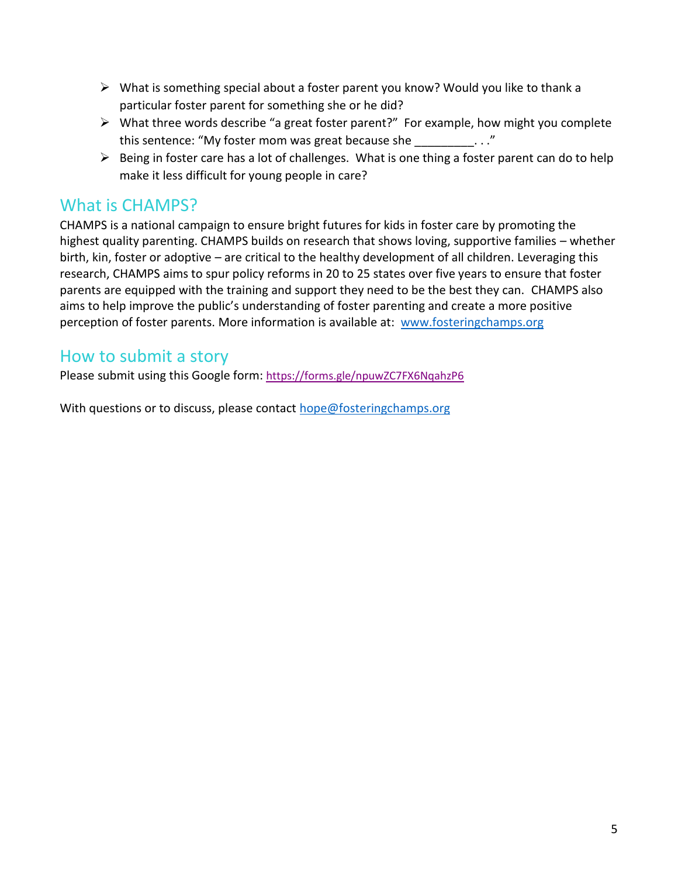- What is something special about a foster parent you know? Would you like to thank a particular foster parent for something she or he did?
- What three words describe "a great foster parent?" For example, how might you complete this sentence: "My foster mom was great because she _________. . ."
- Being in foster care has a lot of challenges. What is one thing a foster parent can do to help make it less difficult for young people in care?

## What is CHAMPS?

CHAMPS is a national campaign to ensure bright futures for kids in foster care by promoting the highest quality parenting. CHAMPS builds on research that shows loving, supportive families – whether birth, kin, foster or adoptive – are critical to the healthy development of all children. Leveraging this research, CHAMPS aims to spur policy reforms in 20 to 25 states over five years to ensure that foster parents are equipped with the training and support they need to be the best they can. CHAMPS also aims to help improve the public's understanding of foster parenting and create a more positive perception of foster parents. More information is available at: [www.fosteringchamps.org](http://www.fosteringchamps.org)

## How to submit a story

Please submit using this Google form: [https://forms.gle/npuwZC7FX6NqahzP6](https://forms.gle/npuwZC7FX6NqahzP6)

With questions or to discuss, please contact [hope@fosteringchamps.org](mailto:hope@fosteringchamps.org)